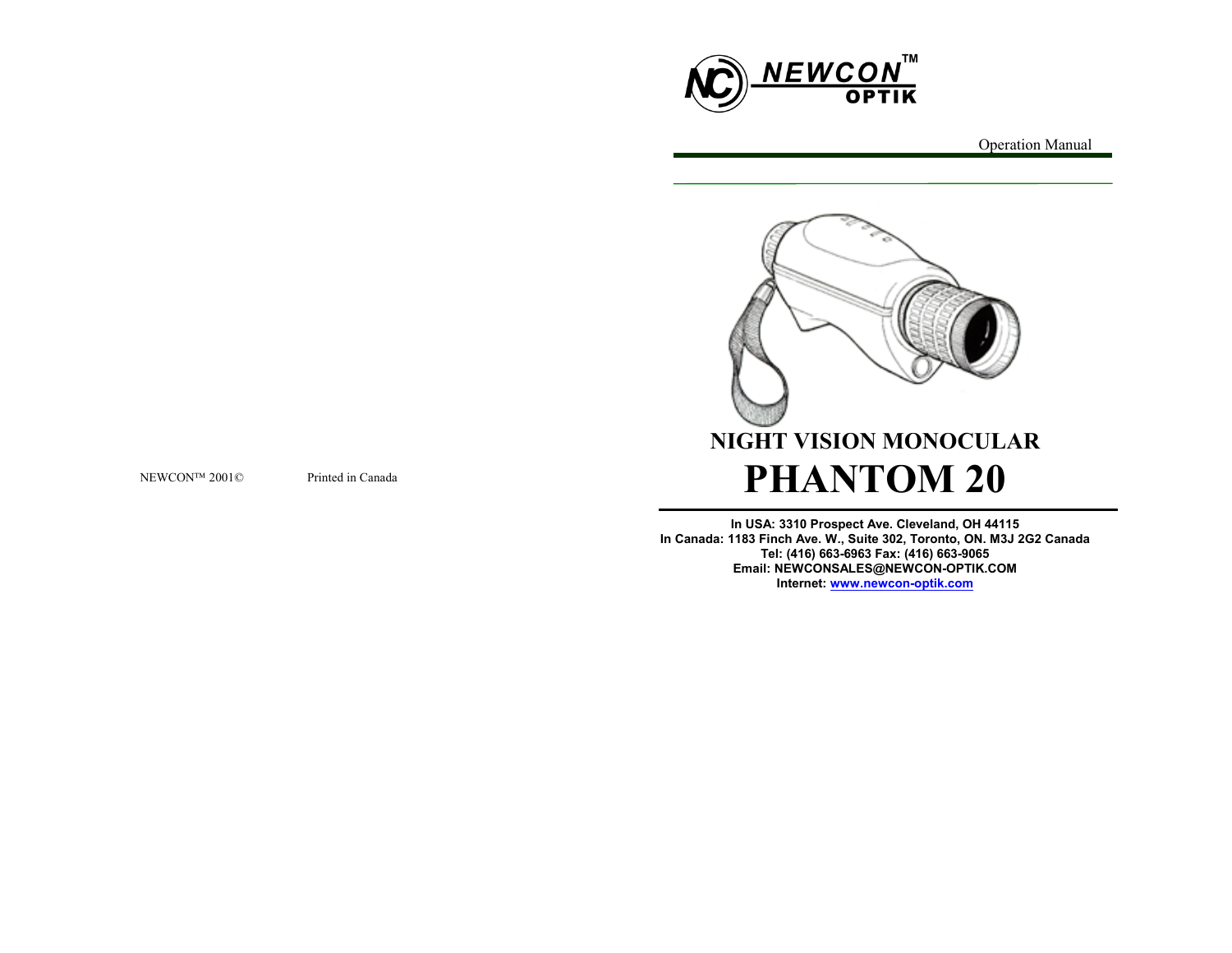NEWCON™ OPTIK

Operation Manual

# NIGHT VISION MONOCULAR

# PHANTOM 20

**In USA: 3310 Prospect Ave. Cleveland, OH 44115**
**In Canada: 1183 Finch Ave. W., Suite 302, Toronto, ON. M3J 2G2 Canada**
**Tel: (416) 663-6963 Fax: (416) 663-9065**
**Email: NEWCONSALES@NEWCON-OPTIK.COM**
**Internet: www.newcon-optik.com**

NEWCON™ 2001© Printed in Canada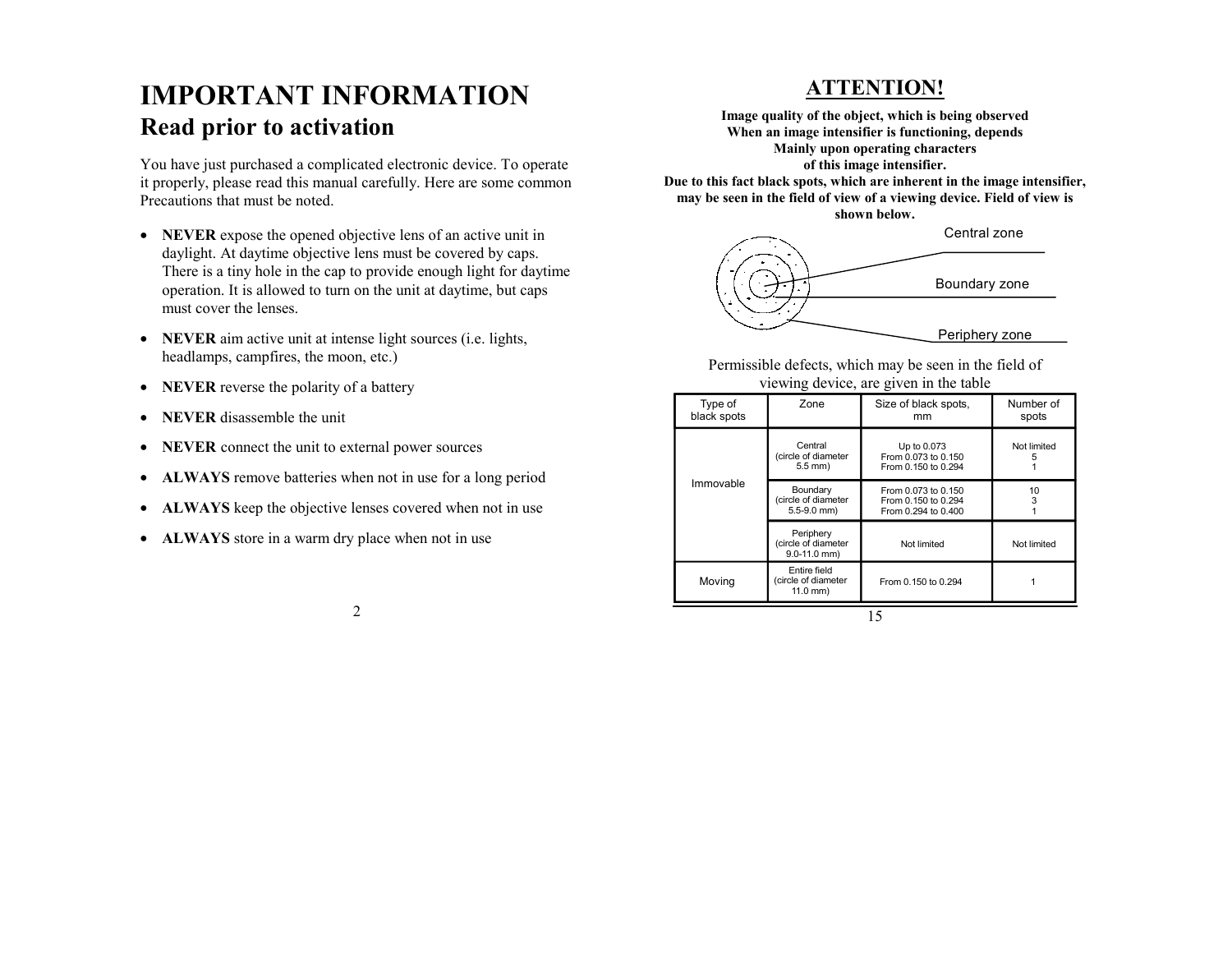# IMPORTANT INFORMATION

## Read prior to activation

You have just purchased a complicated electronic device. To operate it properly, please read this manual carefully. Here are some common Precautions that must be noted.

- **NEVER** expose the opened objective lens of an active unit in daylight. At daytime objective lens must be covered by caps. There is a tiny hole in the cap to provide enough light for daytime operation. It is allowed to turn on the unit at daytime, but caps must cover the lenses.
- **NEVER** aim active unit at intense light sources (i.e. lights, headlamps, campfires, the moon, etc.)
- **NEVER** reverse the polarity of a battery
- **NEVER** disassemble the unit
- **NEVER** connect the unit to external power sources
- **ALWAYS** remove batteries when not in use for a long period
- **ALWAYS** keep the objective lenses covered when not in use
- **ALWAYS** store in a warm dry place when not in use

## ATTENTION!

**Image quality of the object, which is being observed When an image intensifier is functioning, depends Mainly upon operating characters of this image intensifier. Due to this fact black spots, which are inherent in the image intensifier, may be seen in the field of view of a viewing device. Field of view is shown below.**

Central zone

Boundary zone

Periphery zone

Permissible defects, which may be seen in the field of viewing device, are given in the table

| Type of black spots | Zone | Size of black spots, mm | Number of spots |
|---|---|---|---|
| Immovable | Central (circle of diameter 5.5 mm) | Up to 0.073<br>From 0.073 to 0.150<br>From 0.150 to 0.294 | Not limited<br>5<br>1 |
| | Boundary (circle of diameter 5.5-9.0 mm) | From 0.073 to 0.150<br>From 0.150 to 0.294<br>From 0.294 to 0.400 | 10<br>3<br>1 |
| | Periphery (circle of diameter 9.0-11.0 mm) | Not limited | Not limited |
| Moving | Entire field (circle of diameter 11.0 mm) | From 0.150 to 0.294 | 1 |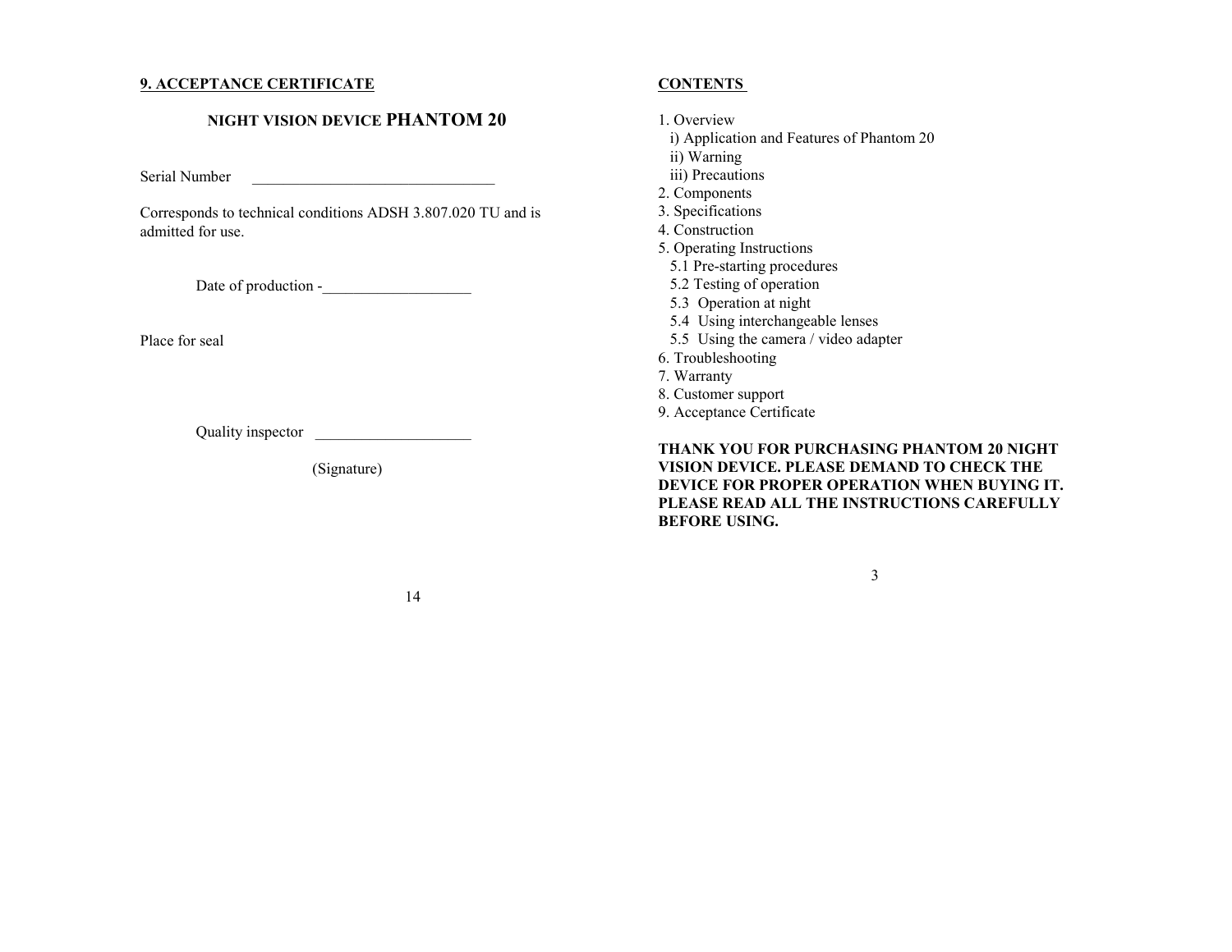## 9. ACCEPTANCE CERTIFICATE

### NIGHT VISION DEVICE PHANTOM 20

Serial Number \_\_\_\_\_\_\_\_\_\_\_\_\_\_\_\_\_\_\_\_\_\_\_\_\_\_\_\_\_\_\_

Corresponds to technical conditions ADSH 3.807.020 TU and is admitted for use.

Date of production -\_\_\_\_\_\_\_\_\_\_\_\_\_\_\_\_\_\_\_

Place for seal

Quality inspector \_\_\_\_\_\_\_\_\_\_\_\_\_\_\_\_\_\_\_\_

(Signature)

## CONTENTS

1. Overview
   - i) Application and Features of Phantom 20
   - ii) Warning
   - iii) Precautions
2. Components
3. Specifications
4. Construction
5. Operating Instructions
   - 5.1 Pre-starting procedures
   - 5.2 Testing of operation
   - 5.3 Operation at night
   - 5.4 Using interchangeable lenses
   - 5.5 Using the camera / video adapter
6. Troubleshooting
7. Warranty
8. Customer support
9. Acceptance Certificate

**THANK YOU FOR PURCHASING PHANTOM 20 NIGHT VISION DEVICE. PLEASE DEMAND TO CHECK THE DEVICE FOR PROPER OPERATION WHEN BUYING IT. PLEASE READ ALL THE INSTRUCTIONS CAREFULLY BEFORE USING.**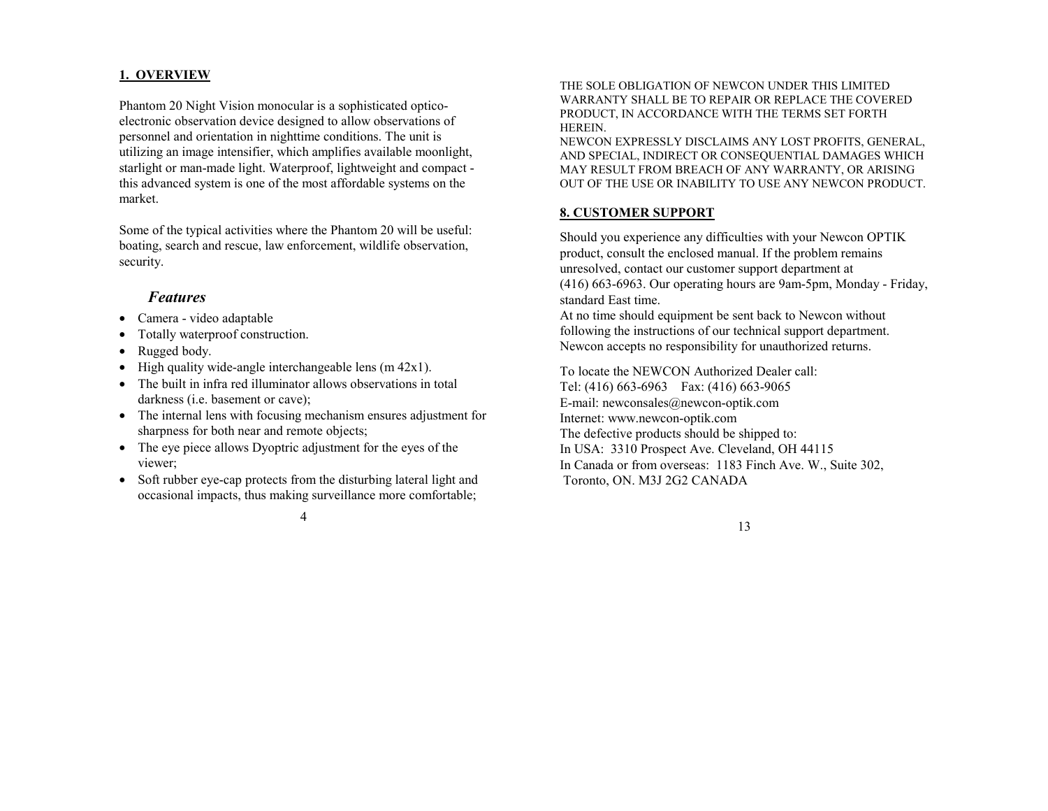## 1. OVERVIEW

Phantom 20 Night Vision monocular is a sophisticated optico-electronic observation device designed to allow observations of personnel and orientation in nighttime conditions. The unit is utilizing an image intensifier, which amplifies available moonlight, starlight or man-made light. Waterproof, lightweight and compact - this advanced system is one of the most affordable systems on the market.

Some of the typical activities where the Phantom 20 will be useful: boating, search and rescue, law enforcement, wildlife observation, security.

### *Features*

- Camera - video adaptable
- Totally waterproof construction.
- Rugged body.
- High quality wide-angle interchangeable lens (m 42x1).
- The built in infra red illuminator allows observations in total darkness (i.e. basement or cave);
- The internal lens with focusing mechanism ensures adjustment for sharpness for both near and remote objects;
- The eye piece allows Dyoptric adjustment for the eyes of the viewer;
- Soft rubber eye-cap protects from the disturbing lateral light and occasional impacts, thus making surveillance more comfortable;

THE SOLE OBLIGATION OF NEWCON UNDER THIS LIMITED WARRANTY SHALL BE TO REPAIR OR REPLACE THE COVERED PRODUCT, IN ACCORDANCE WITH THE TERMS SET FORTH HEREIN.
NEWCON EXPRESSLY DISCLAIMS ANY LOST PROFITS, GENERAL, AND SPECIAL, INDIRECT OR CONSEQUENTIAL DAMAGES WHICH MAY RESULT FROM BREACH OF ANY WARRANTY, OR ARISING OUT OF THE USE OR INABILITY TO USE ANY NEWCON PRODUCT.

## 8. CUSTOMER SUPPORT

Should you experience any difficulties with your Newcon OPTIK product, consult the enclosed manual. If the problem remains unresolved, contact our customer support department at (416) 663-6963. Our operating hours are 9am-5pm, Monday - Friday, standard East time.
At no time should equipment be sent back to Newcon without following the instructions of our technical support department. Newcon accepts no responsibility for unauthorized returns.

To locate the NEWCON Authorized Dealer call:
Tel: (416) 663-6963 Fax: (416) 663-9065
E-mail: newconsales@newcon-optik.com
Internet: www.newcon-optik.com
The defective products should be shipped to:
In USA: 3310 Prospect Ave. Cleveland, OH 44115
In Canada or from overseas: 1183 Finch Ave. W., Suite 302, Toronto, ON. M3J 2G2 CANADA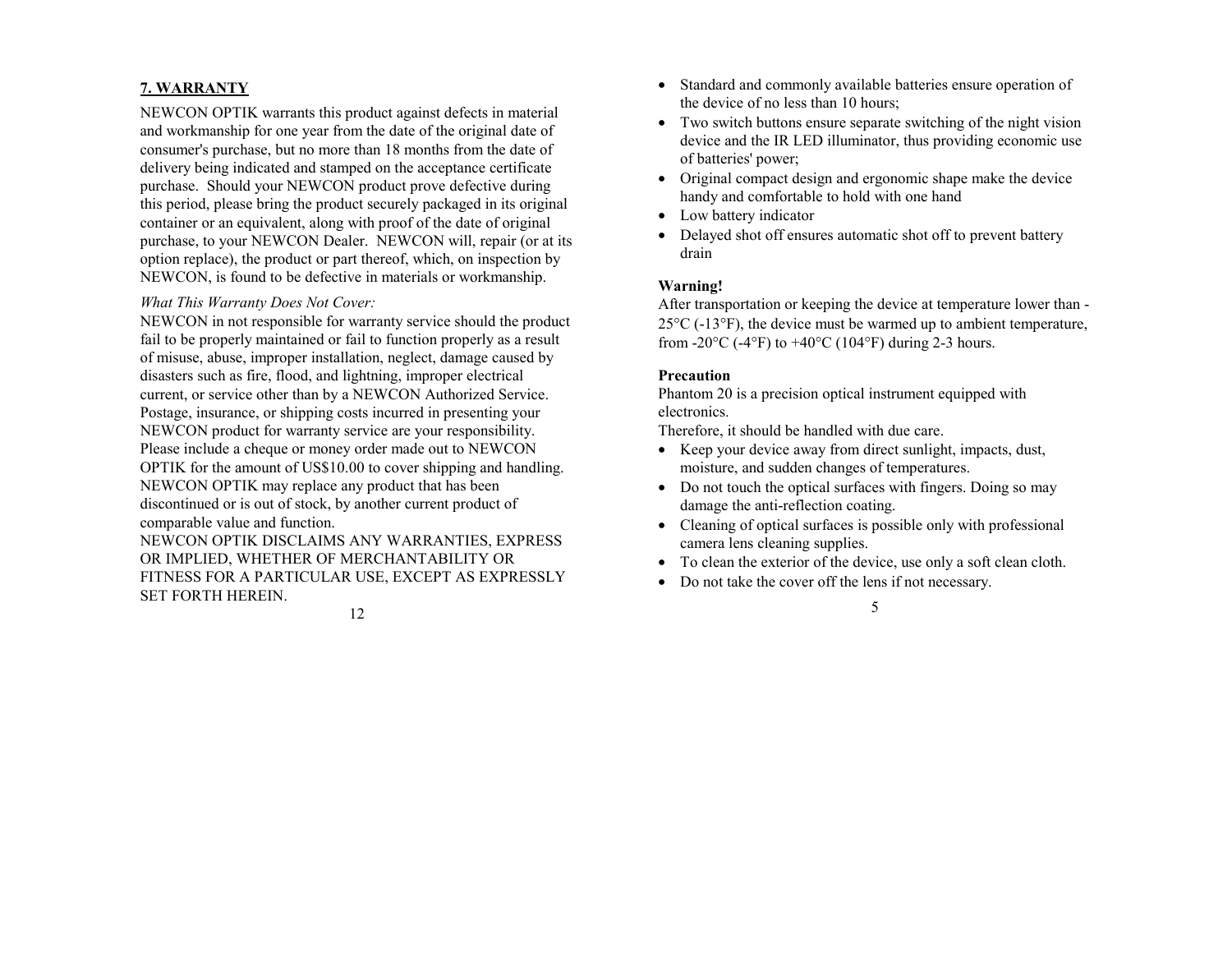## 7. WARRANTY

NEWCON OPTIK warrants this product against defects in material and workmanship for one year from the date of the original date of consumer's purchase, but no more than 18 months from the date of delivery being indicated and stamped on the acceptance certificate purchase. Should your NEWCON product prove defective during this period, please bring the product securely packaged in its original container or an equivalent, along with proof of the date of original purchase, to your NEWCON Dealer. NEWCON will, repair (or at its option replace), the product or part thereof, which, on inspection by NEWCON, is found to be defective in materials or workmanship.

*What This Warranty Does Not Cover:*

NEWCON in not responsible for warranty service should the product fail to be properly maintained or fail to function properly as a result of misuse, abuse, improper installation, neglect, damage caused by disasters such as fire, flood, and lightning, improper electrical current, or service other than by a NEWCON Authorized Service. Postage, insurance, or shipping costs incurred in presenting your NEWCON product for warranty service are your responsibility. Please include a cheque or money order made out to NEWCON OPTIK for the amount of US$10.00 to cover shipping and handling. NEWCON OPTIK may replace any product that has been discontinued or is out of stock, by another current product of comparable value and function.

NEWCON OPTIK DISCLAIMS ANY WARRANTIES, EXPRESS OR IMPLIED, WHETHER OF MERCHANTABILITY OR FITNESS FOR A PARTICULAR USE, EXCEPT AS EXPRESSLY SET FORTH HEREIN.

- Standard and commonly available batteries ensure operation of the device of no less than 10 hours;
- Two switch buttons ensure separate switching of the night vision device and the IR LED illuminator, thus providing economic use of batteries' power;
- Original compact design and ergonomic shape make the device handy and comfortable to hold with one hand
- Low battery indicator
- Delayed shot off ensures automatic shot off to prevent battery drain

**Warning!**

After transportation or keeping the device at temperature lower than -25°C (-13°F), the device must be warmed up to ambient temperature, from -20°C (-4°F) to +40°C (104°F) during 2-3 hours.

**Precaution**

Phantom 20 is a precision optical instrument equipped with electronics.

Therefore, it should be handled with due care.

- Keep your device away from direct sunlight, impacts, dust, moisture, and sudden changes of temperatures.
- Do not touch the optical surfaces with fingers. Doing so may damage the anti-reflection coating.
- Cleaning of optical surfaces is possible only with professional camera lens cleaning supplies.
- To clean the exterior of the device, use only a soft clean cloth.
- Do not take the cover off the lens if not necessary.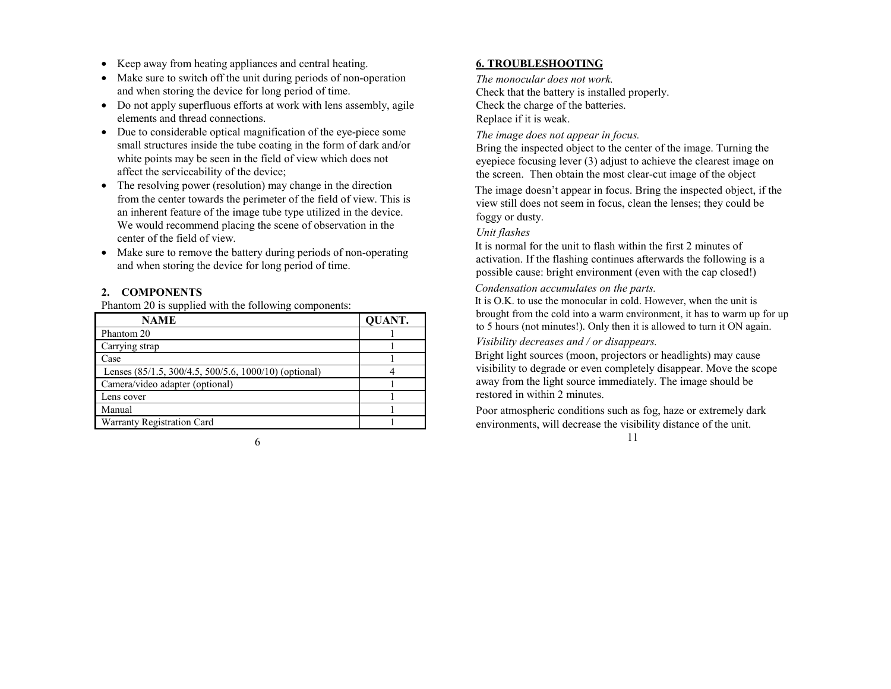- Keep away from heating appliances and central heating.
- Make sure to switch off the unit during periods of non-operation and when storing the device for long period of time.
- Do not apply superfluous efforts at work with lens assembly, agile elements and thread connections.
- Due to considerable optical magnification of the eye-piece some small structures inside the tube coating in the form of dark and/or white points may be seen in the field of view which does not affect the serviceability of the device;
- The resolving power (resolution) may change in the direction from the center towards the perimeter of the field of view. This is an inherent feature of the image tube type utilized in the device. We would recommend placing the scene of observation in the center of the field of view.
- Make sure to remove the battery during periods of non-operating and when storing the device for long period of time.

## 2. COMPONENTS

Phantom 20 is supplied with the following components:

| NAME | QUANT. |
|---|---|
| Phantom 20 | 1 |
| Carrying strap | 1 |
| Case | 1 |
| Lenses (85/1.5, 300/4.5, 500/5.6, 1000/10) (optional) | 4 |
| Camera/video adapter (optional) | 1 |
| Lens cover | 1 |
| Manual | 1 |
| Warranty Registration Card | 1 |

## 6. TROUBLESHOOTING

*The monocular does not work.*

Check that the battery is installed properly.
Check the charge of the batteries.
Replace if it is weak.

*The image does not appear in focus.*

Bring the inspected object to the center of the image. Turning the eyepiece focusing lever (3) adjust to achieve the clearest image on the screen. Then obtain the most clear-cut image of the object

The image doesn't appear in focus. Bring the inspected object, if the view still does not seem in focus, clean the lenses; they could be foggy or dusty.

*Unit flashes*

It is normal for the unit to flash within the first 2 minutes of activation. If the flashing continues afterwards the following is a possible cause: bright environment (even with the cap closed!)

*Condensation accumulates on the parts.*

It is O.K. to use the monocular in cold. However, when the unit is brought from the cold into a warm environment, it has to warm up for up to 5 hours (not minutes!). Only then it is allowed to turn it ON again.

*Visibility decreases and / or disappears.*

Bright light sources (moon, projectors or headlights) may cause visibility to degrade or even completely disappear. Move the scope away from the light source immediately. The image should be restored in within 2 minutes.

Poor atmospheric conditions such as fog, haze or extremely dark environments, will decrease the visibility distance of the unit.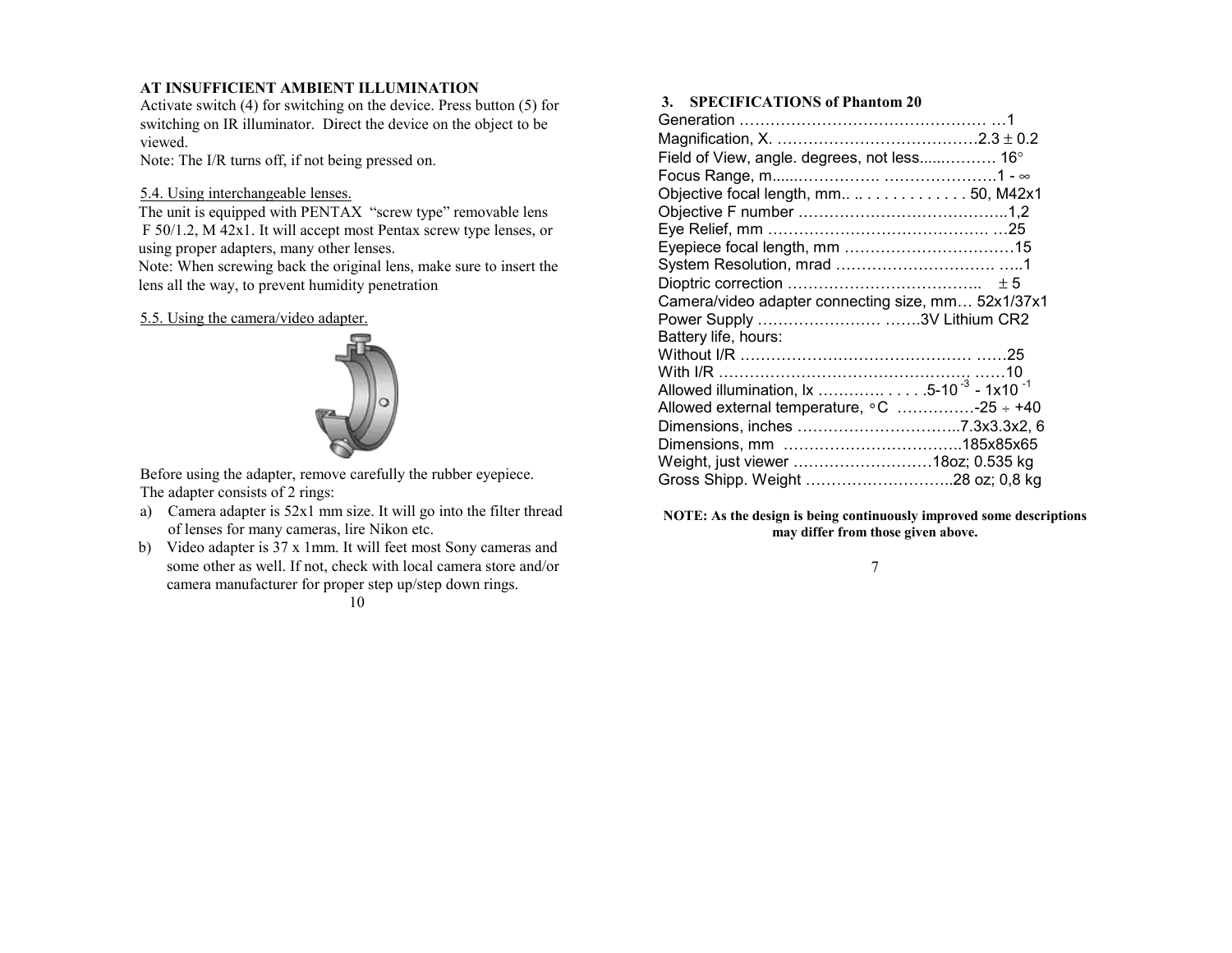**AT INSUFFICIENT AMBIENT ILLUMINATION**

Activate switch (4) for switching on the device. Press button (5) for switching on IR illuminator. Direct the device on the object to be viewed.

Note: The I/R turns off, if not being pressed on.

5.4. Using interchangeable lenses.

The unit is equipped with PENTAX "screw type" removable lens F 50/1.2, M 42x1. It will accept most Pentax screw type lenses, or using proper adapters, many other lenses.

Note: When screwing back the original lens, make sure to insert the lens all the way, to prevent humidity penetration

5.5. Using the camera/video adapter.

Before using the adapter, remove carefully the rubber eyepiece.

The adapter consists of 2 rings:

a) Camera adapter is 52x1 mm size. It will go into the filter thread of lenses for many cameras, lire Nikon etc.

b) Video adapter is 37 x 1mm. It will feet most Sony cameras and some other as well. If not, check with local camera store and/or camera manufacturer for proper step up/step down rings.

**3. SPECIFICATIONS of Phantom 20**

Generation …………………………………………… …1
Magnification, X. …………………………………2.3 ± 0.2
Field of View, angle. degrees, not less.....………. 16°
Focus Range, m......………………. ………………….1 - ∞
Objective focal length, mm.. .. . . . . . . . . . . . . 50, M42x1
Objective F number …………………………………..1,2
Eye Relief, mm ……………………………………. …25
Eyepiece focal length, mm ……………………………15
System Resolution, mrad …………………………. …..1
Dioptric correction ……………………………….. ± 5
Camera/video adapter connecting size, mm… 52x1/37x1
Power Supply …………………… …….3V Lithium CR2
Battery life, hours:
Without I/R ………………………………………. ……25
With I/R …………………………………………. ……10
Allowed illumination, lx …………. . . . . .$5\text{-}10^{-3}$ - $1\text{x}10^{-1}$
Allowed external temperature, °C ……………-25 ÷ +40
Dimensions, inches …………………………..7.3x3.3x2, 6
Dimensions, mm ……………………………..185x85x65
Weight, just viewer ………………………18oz; 0.535 kg
Gross Shipp. Weight ………………………..28 oz; 0,8 kg

**NOTE: As the design is being continuously improved some descriptions may differ from those given above.**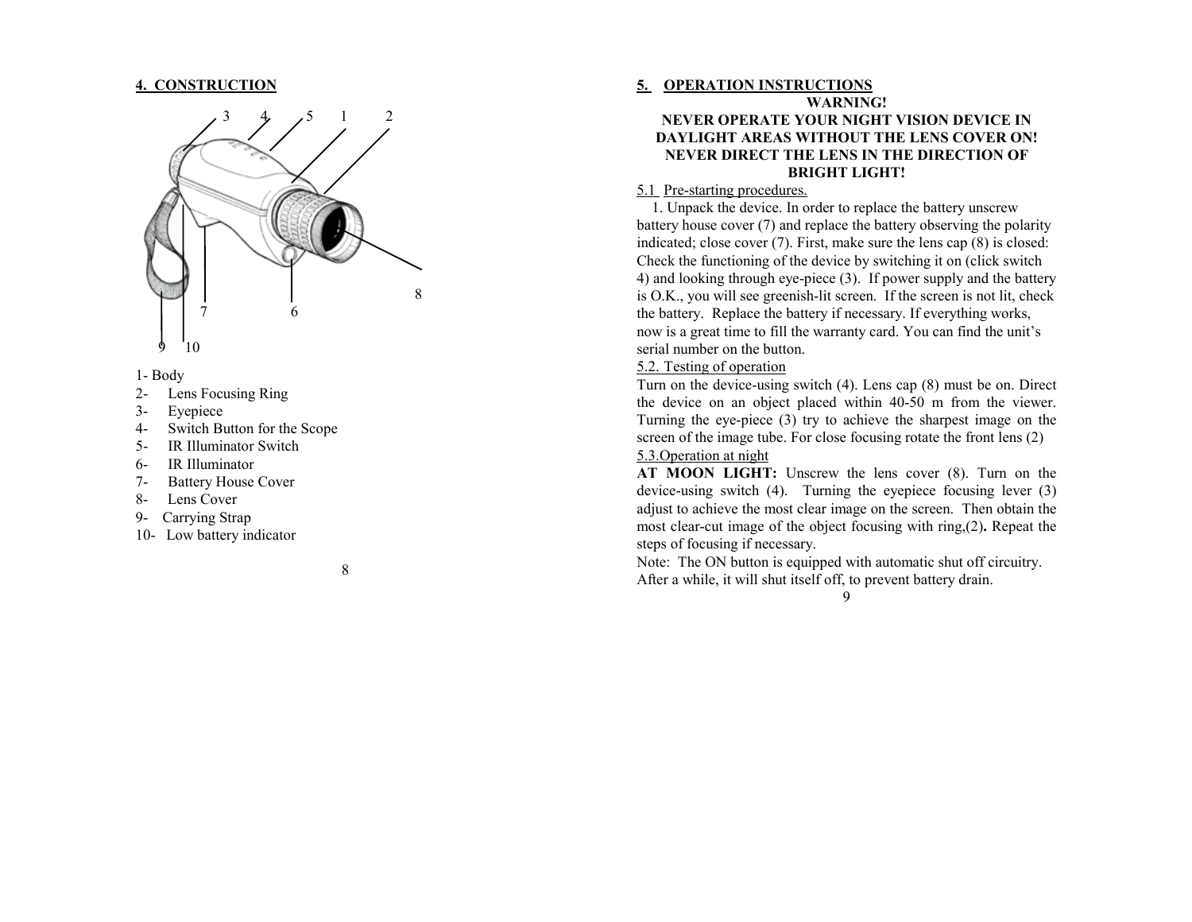## 4. CONSTRUCTION

3 4 5 1 2

8

7 6

9 10

1- Body
2- Lens Focusing Ring
3- Eyepiece
4- Switch Button for the Scope
5- IR Illuminator Switch
6- IR Illuminator
7- Battery House Cover
8- Lens Cover
9- Carrying Strap
10- Low battery indicator

## 5. OPERATION INSTRUCTIONS

**WARNING!**
**NEVER OPERATE YOUR NIGHT VISION DEVICE IN DAYLIGHT AREAS WITHOUT THE LENS COVER ON! NEVER DIRECT THE LENS IN THE DIRECTION OF BRIGHT LIGHT!**

### 5.1 Pre-starting procedures.

1. Unpack the device. In order to replace the battery unscrew battery house cover (7) and replace the battery observing the polarity indicated; close cover (7). First, make sure the lens cap (8) is closed: Check the functioning of the device by switching it on (click switch 4) and looking through eye-piece (3). If power supply and the battery is O.K., you will see greenish-lit screen. If the screen is not lit, check the battery. Replace the battery if necessary. If everything works, now is a great time to fill the warranty card. You can find the unit's serial number on the button.

### 5.2. Testing of operation

Turn on the device-using switch (4). Lens cap (8) must be on. Direct the device on an object placed within 40-50 m from the viewer. Turning the eye-piece (3) try to achieve the sharpest image on the screen of the image tube. For close focusing rotate the front lens (2)

### 5.3.Operation at night

**AT MOON LIGHT:** Unscrew the lens cover (8). Turn on the device-using switch (4). Turning the eyepiece focusing lever (3) adjust to achieve the most clear image on the screen. Then obtain the most clear-cut image of the object focusing with ring,(2)**.** Repeat the steps of focusing if necessary.

Note: The ON button is equipped with automatic shut off circuitry. After a while, it will shut itself off, to prevent battery drain.